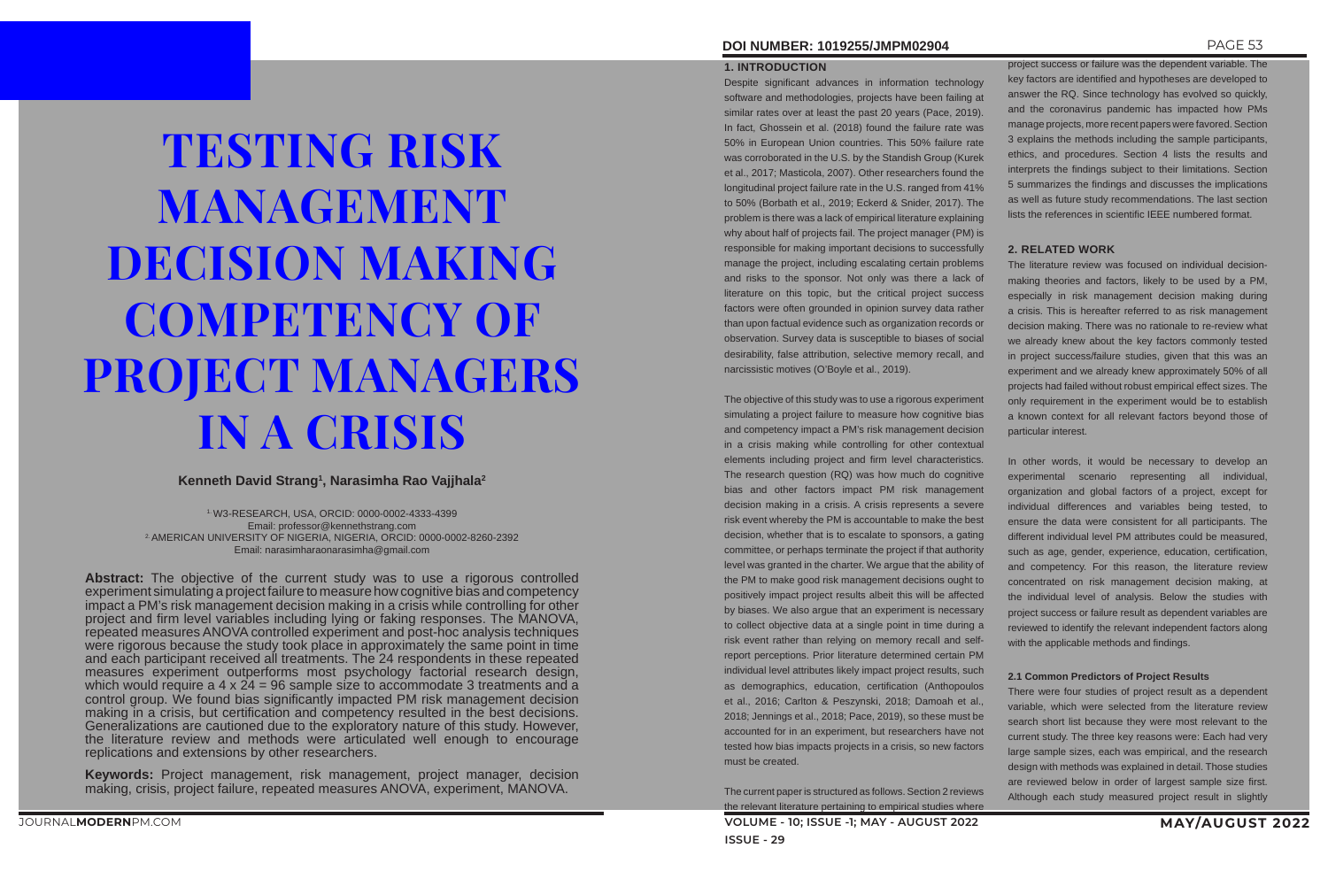# TESTING RISK MANAGEMENT DECISION MAKING COMPETENCY OF PROJECT MANAGERS IN A CRISIS

**Kenneth David Strang[1], Narasimha Rao Vajjhala[2]**

[1] W3-RESEARCH, USA, ORCID: 0000-0002-4333-4399
Email: professor@kennethstrang.com
[2] AMERICAN UNIVERSITY OF NIGERIA, NIGERIA, ORCID: 0000-0002-8260-2392
Email: narasimharaonarasimha@gmail.com

**Abstract:** The objective of the current study was to use a rigorous controlled experiment simulating a project failure to measure how cognitive bias and competency impact a PM's risk management decision making in a crisis while controlling for other project and firm level variables including lying or faking responses. The MANOVA, repeated measures ANOVA controlled experiment and post-hoc analysis techniques were rigorous because the study took place in approximately the same point in time and each participant received all treatments. The 24 respondents in these repeated measures experiment outperforms most psychology factorial research design, which would require a 4 x 24 = 96 sample size to accommodate 3 treatments and a control group. We found bias significantly impacted PM risk management decision making in a crisis, but certification and competency resulted in the best decisions. Generalizations are cautioned due to the exploratory nature of this study. However, the literature review and methods were articulated well enough to encourage replications and extensions by other researchers.

**Keywords:** Project management, risk management, project manager, decision making, crisis, project failure, repeated measures ANOVA, experiment, MANOVA.

## 1. INTRODUCTION

Despite significant advances in information technology software and methodologies, projects have been failing at similar rates over at least the past 20 years (Pace, 2019). In fact, Ghossein et al. (2018) found the failure rate was 50% in European Union countries. This 50% failure rate was corroborated in the U.S. by the Standish Group (Kurek et al., 2017; Masticola, 2007). Other researchers found the longitudinal project failure rate in the U.S. ranged from 41% to 50% (Borbath et al., 2019; Eckerd & Snider, 2017). The problem is there was a lack of empirical literature explaining why about half of projects fail. The project manager (PM) is responsible for making important decisions to successfully manage the project, including escalating certain problems and risks to the sponsor. Not only was there a lack of literature on this topic, but the critical project success factors were often grounded in opinion survey data rather than upon factual evidence such as organization records or observation. Survey data is susceptible to biases of social desirability, false attribution, selective memory recall, and narcissistic motives (O'Boyle et al., 2019).

The objective of this study was to use a rigorous experiment simulating a project failure to measure how cognitive bias and competency impact a PM's risk management decision in a crisis making while controlling for other contextual elements including project and firm level characteristics. The research question (RQ) was how much do cognitive bias and other factors impact PM risk management decision making in a crisis. A crisis represents a severe risk event whereby the PM is accountable to make the best decision, whether that is to escalate to sponsors, a gating committee, or perhaps terminate the project if that authority level was granted in the charter. We argue that the ability of the PM to make good risk management decisions ought to positively impact project results albeit this will be affected by biases. We also argue that an experiment is necessary to collect objective data at a single point in time during a risk event rather than relying on memory recall and self-report perceptions. Prior literature determined certain PM individual level attributes likely impact project results, such as demographics, education, certification (Anthopoulos et al., 2016; Carlton & Peszynski, 2018; Damoah et al., 2018; Jennings et al., 2018; Pace, 2019), so these must be accounted for in an experiment, but researchers have not tested how bias impacts projects in a crisis, so new factors must be created.

The current paper is structured as follows. Section 2 reviews the relevant literature pertaining to empirical studies where project success or failure was the dependent variable. The key factors are identified and hypotheses are developed to answer the RQ. Since technology has evolved so quickly, and the coronavirus pandemic has impacted how PMs manage projects, more recent papers were favored. Section 3 explains the methods including the sample participants, ethics, and procedures. Section 4 lists the results and interprets the findings subject to their limitations. Section 5 summarizes the findings and discusses the implications as well as future study recommendations. The last section lists the references in scientific IEEE numbered format.

## 2. RELATED WORK

The literature review was focused on individual decision-making theories and factors, likely to be used by a PM, especially in risk management decision making during a crisis. This is hereafter referred to as risk management decision making. There was no rationale to re-review what we already knew about the key factors commonly tested in project success/failure studies, given that this was an experiment and we already knew approximately 50% of all projects had failed without robust empirical effect sizes. The only requirement in the experiment would be to establish a known context for all relevant factors beyond those of particular interest.

In other words, it would be necessary to develop an experimental scenario representing all individual, organization and global factors of a project, except for individual differences and variables being tested, to ensure the data were consistent for all participants. The different individual level PM attributes could be measured, such as age, gender, experience, education, certification, and competency. For this reason, the literature review concentrated on risk management decision making, at the individual level of analysis. Below the studies with project success or failure result as dependent variables are reviewed to identify the relevant independent factors along with the applicable methods and findings.

### 2.1 Common Predictors of Project Results

There were four studies of project result as a dependent variable, which were selected from the literature review search short list because they were most relevant to the current study. The three key reasons were: Each had very large sample sizes, each was empirical, and the research design with methods was explained in detail. Those studies are reviewed below in order of largest sample size first. Although each study measured project result in slightly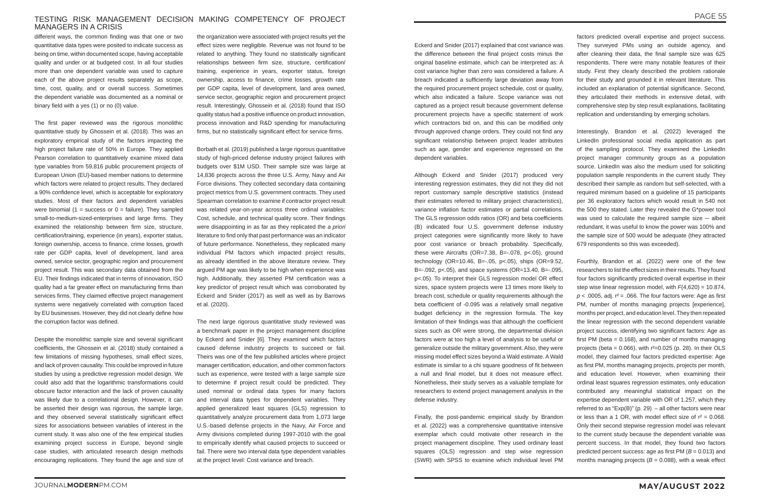different ways, the common finding was that one or two quantitative data types were posited to indicate success as being on time, within documented scope, having acceptable quality and under or at budgeted cost. In all four studies more than one dependent variable was used to capture each of the above project results separately as scope, time, cost, quality, and or overall success. Sometimes the dependent variable was documented as a nominal or binary field with a yes (1) or no (0) value.

The first paper reviewed was the rigorous monolithic quantitative study by Ghossein et al. (2018). This was an exploratory empirical study of the factors impacting the high project failure rate of 50% in Europe. They applied Pearson correlation to quantitatively examine mixed data type variables from 59,816 public procurement projects of European Union (EU)-based member nations to determine which factors were related to project results. They declared a 90% confidence level, which is acceptable for exploratory studies. Most of their factors and dependent variables were binomial (1 = success or 0 = failure). They sampled small-to-medium-sized-enterprises and large firms. They examined the relationship between firm size, structure, certification/training, experience (in years), exporter status, foreign ownership, access to finance, crime losses, growth rate per GDP capita, level of development, land area owned, service sector, geographic region and procurement project result. This was secondary data obtained from the EU. Their findings indicated that in terms of innovation, ISO quality had a greater effect on manufacturing firms than services firms. They claimed effective project management systems were negatively correlated with corruption faced by EU businesses. However, they did not clearly define how the corruption factor was defined.

Despite the monolithic sample size and several significant coefficients, the Ghossein et al. (2018) study contained a few limitations of missing hypotheses, small effect sizes, and lack of proven causality. This could be improved in future studies by using a predictive regression model design. We could also add that the logarithmic transformations could obscure factor interaction and the lack of proven causality was likely due to a correlational design. However, it can be asserted their design was rigorous, the sample large, and they observed several statistically significant effect sizes for associations between variables of interest in the current study. It was also one of the few empirical studies examining project success in Europe, beyond single case studies, with articulated research design methods encouraging replications. They found the age and size of the organization were associated with project results yet the effect sizes were negligible. Revenue was not found to be related to anything. They found no statistically significant relationships between firm size, structure, certification/training, experience in years, exporter status, foreign ownership, access to finance, crime losses, growth rate per GDP capita, level of development, land area owned, service sector, geographic region and procurement project result. Interestingly, Ghossein et al. (2018) found that ISO quality status had a positive influence on product innovation, process innovation and R&D spending for manufacturing firms, but no statistically significant effect for service firms.

Borbath et al. (2019) published a large rigorous quantitative study of high-priced defense industry project failures with budgets over $1M USD. Their sample size was large at 14,836 projects across the three U.S. Army, Navy and Air Force divisions. They collected secondary data containing project metrics from U.S. government contracts. They used Spearman correlation to examine if contractor project result was related year-on-year across three ordinal variables: Cost, schedule, and technical quality score. Their findings were disappointing in as far as they replicated the *a priori* literature to find only that past performance was an indicator of future performance. Nonetheless, they replicated many individual PM factors which impacted project results, as already identified in the above literature review. They argued PM age was likely to be high when experience was high. Additionally, they asserted PM certification was a key predictor of project result which was corroborated by Eckerd and Snider (2017) as well as well as by Barrows et al. (2020).

The next large rigorous quantitative study reviewed was a benchmark paper in the project management discipline by Eckerd and Snider [6]. They examined which factors caused defense industry projects to succeed or fail. Theirs was one of the few published articles where project manager certification, education, and other common factors such as experience, were tested with a large sample size to determine if project result could be predicted. They used nominal or ordinal data types for many factors and interval data types for dependent variables. They applied generalized least squares (GLS) regression to quantitatively analyze procurement data from 1,073 large U.S.-based defense projects in the Navy, Air Force and Army divisions completed during 1997-2010 with the goal to empirically identify what caused projects to succeed or fail. There were two interval data type dependent variables at the project level: Cost variance and breach.

Eckerd and Snider (2017) explained that cost variance was the difference between the final project costs minus the original baseline estimate, which can be interpreted as: A cost variance higher than zero was considered a failure. A breach indicated a sufficiently large deviation away from the required procurement project schedule, cost or quality, which also indicated a failure. Scope variance was not captured as a project result because government defense procurement projects have a specific statement of work which contractors bid on, and this can be modified only through approved change orders. They could not find any significant relationship between project leader attributes such as age, gender and experience regressed on the dependent variables.

Although Eckerd and Snider (2017) produced very interesting regression estimates, they did not they did not report customary sample descriptive statistics (instead their estimates referred to military project characteristics), variance inflation factor estimates or partial correlations. The GLS regression odds ratios (OR) and beta coefficients (B) indicated four U.S. government defense industry project categories were significantly more likely to have poor cost variance or breach probability. Specifically, these were Aircrafts (OR=7.38, B=-.078, $p<.05$), ground technology (OR=10.46, B=-.05, $p<.05$), ships (OR=9.52, B=-.092, $p<.05$), and space systems (OR=13.40, B=-.095, $p<.05$). To interpret their GLS regression model OR effect sizes, space system projects were 13 times more likely to breach cost, schedule or quality requirements although the beta coefficient of -0.095 was a relatively small negative budget deficiency in the regression formula. The key limitation of their findings was that although the coefficient sizes such as OR were strong, the departmental division factors were at too high a level of analysis to be useful or generalize outside the military government. Also, they were missing model effect sizes beyond a Wald estimate. A Wald estimate is similar to a chi square goodness of fit between a null and final model, but it does not measure effect. Nonetheless, their study serves as a valuable template for researchers to extend project management analysis in the defense industry.

Finally, the post-pandemic empirical study by Brandon et al. (2022) was a comprehensive quantitative intensive exemplar which could motivate other research in the project management discipline. They used ordinary least squares (OLS) regression and step wise regression (SWR) with SPSS to examine which individual level PM factors predicted overall expertise and project success. They surveyed PMs using an outside agency, and after cleaning their data, the final sample size was 625 respondents. There were many notable features of their study. First they clearly described the problem rationale for their study and grounded it in relevant literature. This included an explanation of potential significance. Second, they articulated their methods in extensive detail, with comprehensive step by step result explanations, facilitating replication and understanding by emerging scholars.

Interestingly, Brandon et al. (2022) leveraged the LinkedIn professional social media application as part of the sampling protocol. They examined the LinkedIn project manager community groups as a population source. LinkedIn was also the medium used for soliciting population sample respondents in the current study. They described their sample as random but self-selected, with a required minimum based on a guideline of 15 participants per 36 exploratory factors which would result in 540 not the 500 they stated. Later they revealed the G*power tool was used to calculate the required sample size – albeit redundant, it was useful to know the power was 100% and the sample size of 500 would be adequate (they attracted 679 respondents so this was exceeded).

Fourthly, Brandon et al. (2022) were one of the few researchers to list the effect sizes in their results. They found four factors significantly predicted overall expertise in their step wise linear regression model, with $F(4,620) = 10.874$, $p < .0005$, adj. $r^2 = .066$. The four factors were: Age as first PM, number of months managing projects [experience], months per project, and education level. They then repeated the linear regression with the second dependent variable project success, identifying two significant factors: Age as first PM (beta = 0.168), and number of months managing projects (beta = 0.066), with $r^2$=0.025 (p. 28). In their OLS model, they claimed four factors predicted expertise: Age as first PM, months managing projects, projects per month, and education level. However, when examining their ordinal least squares regression estimates, only education contributed any meaningful statistical impact on the expertise dependent variable with OR of 1.257, which they referred to as "Exp(B)" (p. 29) – all other factors were near or less than a 1 OR, with model effect size of $r^2 = 0.068$. Only their second stepwise regression model was relevant to the current study because the dependent variable was percent success. In that model, they found two factors predicted percent success: age as first PM ($B = 0.013$) and months managing projects ($B = 0.088$), with a weak effect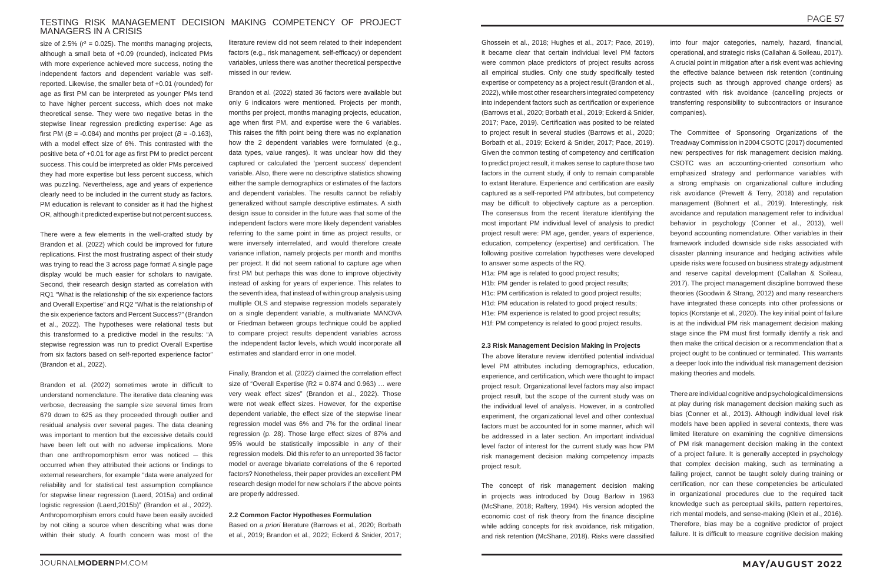size of 2.5% ($r^2$ = 0.025). The months managing projects, although a small beta of +0.09 (rounded), indicated PMs with more experience achieved more success, noting the independent factors and dependent variable was self-reported. Likewise, the smaller beta of +0.01 (rounded) for age as first PM can be interpreted as younger PMs tend to have higher percent success, which does not make theoretical sense. They were two negative betas in the stepwise linear regression predicting expertise: Age as first PM ($B$ = -0.084) and months per project ($B$ = -0.163), with a model effect size of 6%. This contrasted with the positive beta of +0.01 for age as first PM to predict percent success. This could be interpreted as older PMs perceived they had more expertise but less percent success, which was puzzling. Nevertheless, age and years of experience clearly need to be included in the current study as factors. PM education is relevant to consider as it had the highest OR, although it predicted expertise but not percent success.

There were a few elements in the well-crafted study by Brandon et al. (2022) which could be improved for future replications. First the most frustrating aspect of their study was trying to read the 3 across page format! A single page display would be much easier for scholars to navigate. Second, their research design started as correlation with RQ1 "What is the relationship of the six experience factors and Overall Expertise" and RQ2 "What is the relationship of the six experience factors and Percent Success?" (Brandon et al., 2022). The hypotheses were relational tests but this transformed to a predictive model in the results: "A stepwise regression was run to predict Overall Expertise from six factors based on self-reported experience factor" (Brandon et al., 2022).

Brandon et al. (2022) sometimes wrote in difficult to understand nomenclature. The iterative data cleaning was verbose, decreasing the sample size several times from 679 down to 625 as they proceeded through outlier and residual analysis over several pages. The data cleaning was important to mention but the excessive details could have been left out with no adverse implications. More than one anthropomorphism error was noticed — this occurred when they attributed their actions or findings to external researchers, for example "data were analyzed for reliability and for statistical test assumption compliance for stepwise linear regression (Laerd, 2015a) and ordinal logistic regression (Laerd,2015b)" (Brandon et al., 2022). Anthropomorphism errors could have been easily avoided by not citing a source when describing what was done within their study. A fourth concern was most of the literature review did not seem related to their independent factors (e.g., risk management, self-efficacy) or dependent variables, unless there was another theoretical perspective missed in our review.

Brandon et al. (2022) stated 36 factors were available but only 6 indicators were mentioned. Projects per month, months per project, months managing projects, education, age when first PM, and expertise were the 6 variables. This raises the fifth point being there was no explanation how the 2 dependent variables were formulated (e.g., data types, value ranges). It was unclear how did they captured or calculated the 'percent success' dependent variable. Also, there were no descriptive statistics showing either the sample demographics or estimates of the factors and dependent variables. The results cannot be reliably generalized without sample descriptive estimates. A sixth design issue to consider in the future was that some of the independent factors were more likely dependent variables referring to the same point in time as project results, or were inversely interrelated, and would therefore create variance inflation, namely projects per month and months per project. It did not seem rational to capture age when first PM but perhaps this was done to improve objectivity instead of asking for years of experience. This relates to the seventh idea, that instead of within group analysis using multiple OLS and stepwise regression models separately on a single dependent variable, a multivariate MANOVA or Friedman between groups technique could be applied to compare project results dependent variables across the independent factor levels, which would incorporate all estimates and standard error in one model.

Finally, Brandon et al. (2022) claimed the correlation effect size of "Overall Expertise (R2 = 0.874 and 0.963) … were very weak effect sizes" (Brandon et al., 2022). Those were not weak effect sizes. However, for the expertise dependent variable, the effect size of the stepwise linear regression model was 6% and 7% for the ordinal linear regression (p. 28). Those large effect sizes of 87% and 95% would be statistically impossible in any of their regression models. Did this refer to an unreported 36 factor model or average bivariate correlations of the 6 reported factors? Nonetheless, their paper provides an excellent PM research design model for new scholars if the above points are properly addressed.

### 2.2 Common Factor Hypotheses Formulation

Based on *a priori* literature (Barrows et al., 2020; Borbath et al., 2019; Brandon et al., 2022; Eckerd & Snider, 2017; Ghossein et al., 2018; Hughes et al., 2017; Pace, 2019), it became clear that certain individual level PM factors were common place predictors of project results across all empirical studies. Only one study specifically tested expertise or competency as a project result (Brandon et al., 2022), while most other researchers integrated competency into independent factors such as certification or experience (Barrows et al., 2020; Borbath et al., 2019; Eckerd & Snider, 2017; Pace, 2019). Certification was posited to be related to project result in several studies (Barrows et al., 2020; Borbath et al., 2019; Eckerd & Snider, 2017; Pace, 2019). Given the common testing of competency and certification to predict project result, it makes sense to capture those two factors in the current study, if only to remain comparable to extant literature. Experience and certification are easily captured as a self-reported PM attributes, but competency may be difficult to objectively capture as a perception. The consensus from the recent literature identifying the most important PM individual level of analysis to predict project result were: PM age, gender, years of experience, education, competency (expertise) and certification. The following positive correlation hypotheses were developed to answer some aspects of the RQ.

H1a: PM age is related to good project results;
H1b: PM gender is related to good project results;
H1c: PM certification is related to good project results;
H1d: PM education is related to good project results;
H1e: PM experience is related to good project results;
H1f: PM competency is related to good project results.

### 2.3 Risk Management Decision Making in Projects

The above literature review identified potential individual level PM attributes including demographics, education, experience, and certification, which were thought to impact project result. Organizational level factors may also impact project result, but the scope of the current study was on the individual level of analysis. However, in a controlled experiment, the organizational level and other contextual factors must be accounted for in some manner, which will be addressed in a later section. An important individual level factor of interest for the current study was how PM risk management decision making competency impacts project result.

The concept of risk management decision making in projects was introduced by Doug Barlow in 1963 (McShane, 2018; Raftery, 1994). His version adopted the economic cost of risk theory from the finance discipline while adding concepts for risk avoidance, risk mitigation, and risk retention (McShane, 2018). Risks were classified into four major categories, namely, hazard, financial, operational, and strategic risks (Callahan & Soileau, 2017). A crucial point in mitigation after a risk event was achieving the effective balance between risk retention (continuing projects such as through approved change orders) as contrasted with risk avoidance (cancelling projects or transferring responsibility to subcontractors or insurance companies).

The Committee of Sponsoring Organizations of the Treadway Commission in 2004 CSOTC (2017) documented new perspectives for risk management decision making. CSOTC was an accounting-oriented consortium who emphasized strategy and performance variables with a strong emphasis on organizational culture including risk avoidance (Prewett & Terry, 2018) and reputation management (Bohnert et al., 2019). Interestingly, risk avoidance and reputation management refer to individual behavior in psychology (Conner et al., 2013), well beyond accounting nomenclature. Other variables in their framework included downside side risks associated with disaster planning insurance and hedging activities while upside risks were focused on business strategy adjustment and reserve capital development (Callahan & Soileau, 2017). The project management discipline borrowed these theories (Goodwin & Strang, 2012) and many researchers have integrated these concepts into other professions or topics (Korstanje et al., 2020). The key initial point of failure is at the individual PM risk management decision making stage since the PM must first formally identify a risk and then make the critical decision or a recommendation that a project ought to be continued or terminated. This warrants a deeper look into the individual risk management decision making theories and models.

There are individual cognitive and psychological dimensions at play during risk management decision making such as bias (Conner et al., 2013). Although individual level risk models have been applied in several contexts, there was limited literature on examining the cognitive dimensions of PM risk management decision making in the context of a project failure. It is generally accepted in psychology that complex decision making, such as terminating a failing project, cannot be taught solely during training or certification, nor can these competencies be articulated in organizational procedures due to the required tacit knowledge such as perceptual skills, pattern repertoires, rich mental models, and sense-making (Klein et al., 2016). Therefore, bias may be a cognitive predictor of project failure. It is difficult to measure cognitive decision making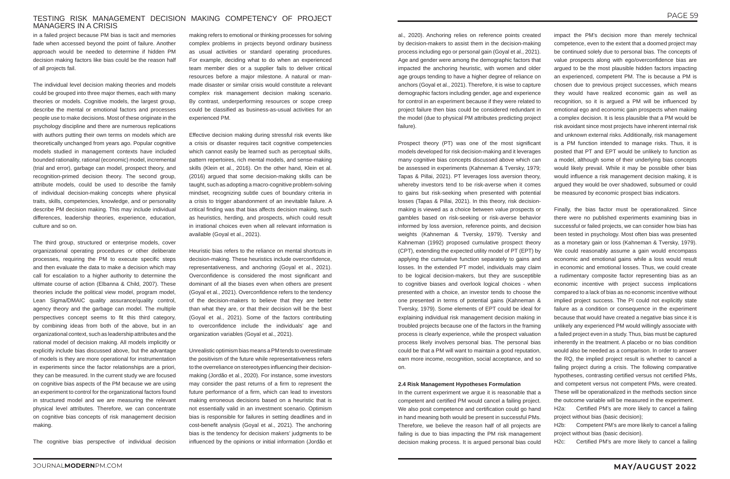in a failed project because PM bias is tacit and memories fade when accessed beyond the point of failure. Another approach would be needed to determine if hidden PM decision making factors like bias could be the reason half of all projects fail.

The individual level decision making theories and models could be grouped into three major themes, each with many theories or models. Cognitive models, the largest group, describe the mental or emotional factors and processes people use to make decisions. Most of these originate in the psychology discipline and there are numerous replications with authors putting their own terms on models which are theoretically unchanged from years ago. Popular cognitive models studied in management contexts have included bounded rationality, rational (economic) model, incremental (trial and error), garbage can model, prospect theory, and recognition-primed decision theory. The second group, attribute models, could be used to describe the family of individual decision-making concepts where physical traits, skills, competencies, knowledge, and or personality describe PM decision making. This may include individual differences, leadership theories, experience, education, culture and so on.

The third group, structured or enterprise models, cover organizational operating procedures or other deliberate processes, requiring the PM to execute specific steps and then evaluate the data to make a decision which may call for escalation to a higher authority to determine the ultimate course of action (Elbanna & Child, 2007). These theories include the political view model, program model, Lean Sigma/DMAIC quality assurance/quality control, agency theory and the garbage can model. The multiple perspectives concept seems to fit this third category, by combining ideas from both of the above, but in an organizational context, such as leadership attributes and the rational model of decision making. All models implicitly or explicitly include bias discussed above, but the advantage of models is they are more operational for instrumentation in experiments since the factor relationships are a priori, they can be measured. In the current study we are focused on cognitive bias aspects of the PM because we are using an experiment to control for the organizational factors found in structured model and we are measuring the relevant physical level attributes. Therefore, we can concentrate on cognitive bias concepts of risk management decision making.

The cognitive bias perspective of individual decision making refers to emotional or thinking processes for solving complex problems in projects beyond ordinary business as usual activities or standard operating procedures. For example, deciding what to do when an experienced team member dies or a supplier fails to deliver critical resources before a major milestone. A natural or man-made disaster or similar crisis would constitute a relevant complex risk management decision making scenario. By contrast, underperforming resources or scope creep could be classified as business-as-usual activities for an experienced PM.

Effective decision making during stressful risk events like a crisis or disaster requires tacit cognitive competencies which cannot easily be learned such as perceptual skills, pattern repertoires, rich mental models, and sense-making skills (Klein et al., 2016). On the other hand, Klein et al. (2016) argued that some decision-making skills can be taught, such as adopting a macro-cognitive problem-solving mindset, recognizing subtle cues of boundary criteria in a crisis to trigger abandonment of an inevitable failure. A critical finding was that bias affects decision making, such as heuristics, herding, and prospects, which could result in irrational choices even when all relevant information is available (Goyal et al., 2021).

Heuristic bias refers to the reliance on mental shortcuts in decision-making. These heuristics include overconfidence, representativeness, and anchoring (Goyal et al., 2021). Overconfidence is considered the most significant and dominant of all the biases even when others are present (Goyal et al., 2021). Overconfidence refers to the tendency of the decision-makers to believe that they are better than what they are, or that their decision will be the best (Goyal et al., 2021). Some of the factors contributing to overconfidence include the individuals' age and organization variables (Goyal et al., 2021).

Unrealistic optimism bias means a PM tends to overestimate the positivism of the future while representativeness refers to the overreliance on stereotypes influencing their decision-making (Jordão et al., 2020). For instance, some investors may consider the past returns of a firm to represent the future performance of a firm, which can lead to investors making erroneous decisions based on a heuristic that is not essentially valid in an investment scenario. Optimism bias is responsible for failures in setting deadlines and in cost-benefit analysis (Goyal et al., 2021). The anchoring bias is the tendency for decision makers' judgments to be influenced by the opinions or initial information (Jordão et al., 2020). Anchoring relies on reference points created by decision-makers to assist them in the decision-making process including ego or personal gain (Goyal et al., 2021). Age and gender were among the demographic factors that impacted the anchoring heuristic, with women and older age groups tending to have a higher degree of reliance on anchors (Goyal et al., 2021). Therefore, it is wise to capture demographic factors including gender, age and experience for control in an experiment because if they were related to project failure then bias could be considered redundant in the model (due to physical PM attributes predicting project failure).

Prospect theory (PT) was one of the most significant models developed for risk decision-making and it leverages many cognitive bias concepts discussed above which can be assessed in experiments (Kahneman & Tversky, 1979; Tapas & Pillai, 2021). PT leverages loss aversion theory, whereby investors tend to be risk-averse when it comes to gains but risk-seeking when presented with potential losses (Tapas & Pillai, 2021). In this theory, risk decision-making is viewed as a choice between value prospects or gambles based on risk-seeking or risk-averse behavior informed by loss aversion, reference points, and decision weights (Kahneman & Tversky, 1979). Tversky and Kahneman (1992) proposed cumulative prospect theory (CPT), extending the expected utility model of PT (EPT) by applying the cumulative function separately to gains and losses. In the extended PT model, individuals may claim to be logical decision-makers, but they are susceptible to cognitive biases and overlook logical choices - when presented with a choice, an investor tends to choose the one presented in terms of potential gains (Kahneman & Tversky, 1979). Some elements of EPT could be ideal for explaining individual risk management decision making in troubled projects because one of the factors in the framing process is clearly experience, while the prospect valuation process likely involves personal bias. The personal bias could be that a PM will want to maintain a good reputation, earn more income, recognition, social acceptance, and so on.

### 2.4 Risk Management Hypotheses Formulation

In the current experiment we argue it is reasonable that a competent and certified PM would cancel a failing project. We also posit competence and certification could go hand in hand meaning both would be present in successful PMs. Therefore, we believe the reason half of all projects are failing is due to bias impacting the PM risk management decision making process. It is argued personal bias could impact the PM's decision more than merely technical competence, even to the extent that a doomed project may be continued solely due to personal bias. The concepts of value prospects along with ego/overconfidence bias are argued to be the most plausible hidden factors impacting an experienced, competent PM. The is because a PM is chosen due to previous project successes, which means they would have realized economic gain as well as recognition, so it is argued a PM will be influenced by emotional ego and economic gain prospects when making a complex decision. It is less plausible that a PM would be risk avoidant since most projects have inherent internal risk and unknown external risks. Additionally, risk management is a PM function intended to manage risks. Thus, it is posited that PT and EPT would be unlikely to function as a model, although some of their underlying bias concepts would likely prevail. While it may be possible other bias would influence a risk management decision making, it is argued they would be over shadowed, subsumed or could be measured by economic prospect bias indicators.

Finally, the bias factor must be operationalized. Since there were no published experiments examining bias in successful or failed projects, we can consider how bias has been tested in psychology. Most often bias was presented as a monetary gain or loss (Kahneman & Tversky, 1979). We could reasonably assume a gain would encompass economic and emotional gains while a loss would result in economic and emotional losses. Thus, we could create a rudimentary composite factor representing bias as an economic incentive with project success implications compared to a lack of bias as no economic incentive without implied project success. The PI could not explicitly state failure as a condition or consequence in the experiment because that would have created a negative bias since it is unlikely any experienced PM would willingly associate with a failed project even in a study. Thus, bias must be captured inherently in the treatment. A placebo or no bias condition would also be needed as a comparison. In order to answer the RQ, the implied project result is whether to cancel a failing project during a crisis. The following comparative hypotheses, contrasting certified versus not certified PMs, and competent versus not competent PMs, were created. These will be operationalized in the methods section since the outcome variable will be measured in the experiment.

H2a: Certified PM's are more likely to cancel a failing project without bias (basic decision);

H2b: Competent PM's are more likely to cancel a failing project without bias (basic decision).

H2c: Certified PM's are more likely to cancel a failing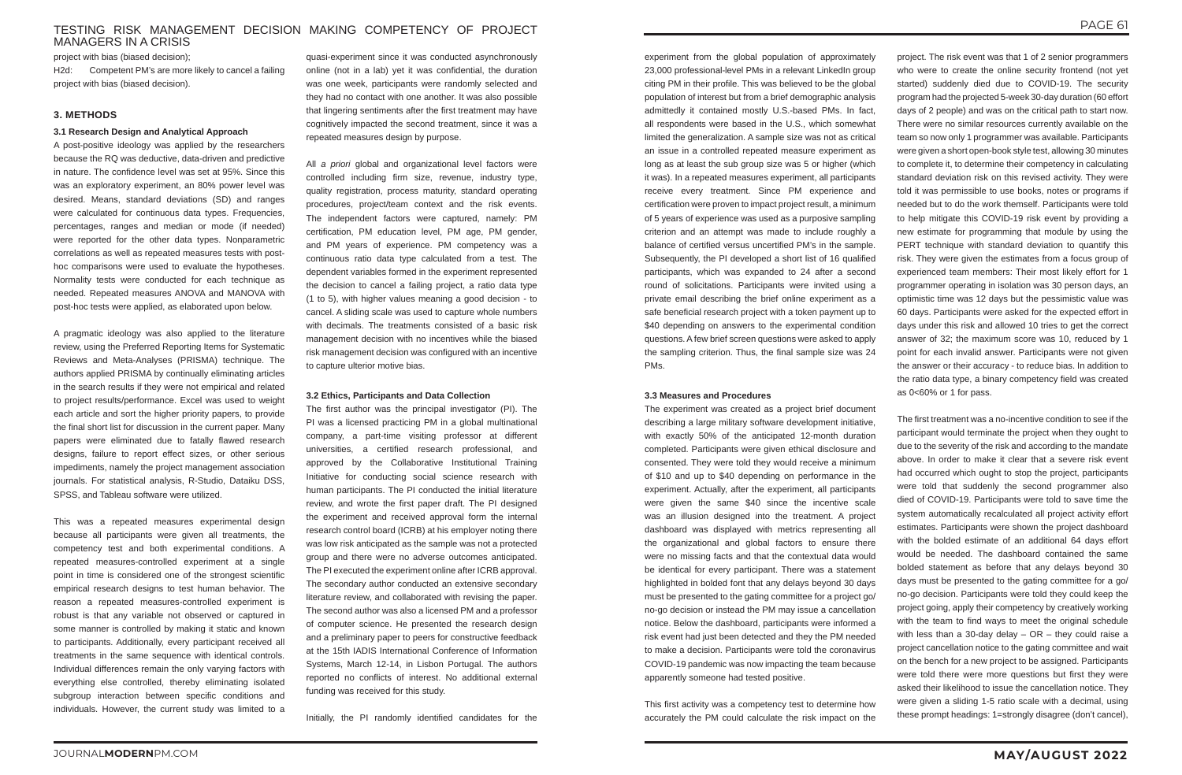project with bias (biased decision);

H2d: Competent PM's are more likely to cancel a failing project with bias (biased decision).

## 3. METHODS

### 3.1 Research Design and Analytical Approach

A post-positive ideology was applied by the researchers because the RQ was deductive, data-driven and predictive in nature. The confidence level was set at 95%. Since this was an exploratory experiment, an 80% power level was desired. Means, standard deviations (SD) and ranges were calculated for continuous data types. Frequencies, percentages, ranges and median or mode (if needed) were reported for the other data types. Nonparametric correlations as well as repeated measures tests with post-hoc comparisons were used to evaluate the hypotheses. Normality tests were conducted for each technique as needed. Repeated measures ANOVA and MANOVA with post-hoc tests were applied, as elaborated upon below.

A pragmatic ideology was also applied to the literature review, using the Preferred Reporting Items for Systematic Reviews and Meta-Analyses (PRISMA) technique. The authors applied PRISMA by continually eliminating articles in the search results if they were not empirical and related to project results/performance. Excel was used to weight each article and sort the higher priority papers, to provide the final short list for discussion in the current paper. Many papers were eliminated due to fatally flawed research designs, failure to report effect sizes, or other serious impediments, namely the project management association journals. For statistical analysis, R-Studio, Dataiku DSS, SPSS, and Tableau software were utilized.

This was a repeated measures experimental design because all participants were given all treatments, the competency test and both experimental conditions. A repeated measures-controlled experiment at a single point in time is considered one of the strongest scientific empirical research designs to test human behavior. The reason a repeated measures-controlled experiment is robust is that any variable not observed or captured in some manner is controlled by making it static and known to participants. Additionally, every participant received all treatments in the same sequence with identical controls. Individual differences remain the only varying factors with everything else controlled, thereby eliminating isolated subgroup interaction between specific conditions and individuals. However, the current study was limited to a quasi-experiment since it was conducted asynchronously online (not in a lab) yet it was confidential, the duration was one week, participants were randomly selected and they had no contact with one another. It was also possible that lingering sentiments after the first treatment may have cognitively impacted the second treatment, since it was a repeated measures design by purpose.

All *a priori* global and organizational level factors were controlled including firm size, revenue, industry type, quality registration, process maturity, standard operating procedures, project/team context and the risk events. The independent factors were captured, namely: PM certification, PM education level, PM age, PM gender, and PM years of experience. PM competency was a continuous ratio data type calculated from a test. The dependent variables formed in the experiment represented the decision to cancel a failing project, a ratio data type (1 to 5), with higher values meaning a good decision - to cancel. A sliding scale was used to capture whole numbers with decimals. The treatments consisted of a basic risk management decision with no incentives while the biased risk management decision was configured with an incentive to capture ulterior motive bias.

### 3.2 Ethics, Participants and Data Collection

The first author was the principal investigator (PI). The PI was a licensed practicing PM in a global multinational company, a part-time visiting professor at different universities, a certified research professional, and approved by the Collaborative Institutional Training Initiative for conducting social science research with human participants. The PI conducted the initial literature review, and wrote the first paper draft. The PI designed the experiment and received approval form the internal research control board (ICRB) at his employer noting there was low risk anticipated as the sample was not a protected group and there were no adverse outcomes anticipated. The PI executed the experiment online after ICRB approval. The secondary author conducted an extensive secondary literature review, and collaborated with revising the paper. The second author was also a licensed PM and a professor of computer science. He presented the research design and a preliminary paper to peers for constructive feedback at the 15th IADIS International Conference of Information Systems, March 12-14, in Lisbon Portugal. The authors reported no conflicts of interest. No additional external funding was received for this study.

Initially, the PI randomly identified candidates for the experiment from the global population of approximately 23,000 professional-level PMs in a relevant LinkedIn group citing PM in their profile. This was believed to be the global population of interest but from a brief demographic analysis admittedly it contained mostly U.S.-based PMs. In fact, all respondents were based in the U.S., which somewhat limited the generalization. A sample size was not as critical an issue in a controlled repeated measure experiment as long as at least the sub group size was 5 or higher (which it was). In a repeated measures experiment, all participants receive every treatment. Since PM experience and certification were proven to impact project result, a minimum of 5 years of experience was used as a purposive sampling criterion and an attempt was made to include roughly a balance of certified versus uncertified PM's in the sample. Subsequently, the PI developed a short list of 16 qualified participants, which was expanded to 24 after a second round of solicitations. Participants were invited using a private email describing the brief online experiment as a safe beneficial research project with a token payment up to $40 depending on answers to the experimental condition questions. A few brief screen questions were asked to apply the sampling criterion. Thus, the final sample size was 24 PMs.

### 3.3 Measures and Procedures

The experiment was created as a project brief document describing a large military software development initiative, with exactly 50% of the anticipated 12-month duration completed. Participants were given ethical disclosure and consented. They were told they would receive a minimum of $10 and up to $40 depending on performance in the experiment. Actually, after the experiment, all participants were given the same $40 since the incentive scale was an illusion designed into the treatment. A project dashboard was displayed with metrics representing all the organizational and global factors to ensure there were no missing facts and that the contextual data would be identical for every participant. There was a statement highlighted in bolded font that any delays beyond 30 days must be presented to the gating committee for a project go/no-go decision or instead the PM may issue a cancellation notice. Below the dashboard, participants were informed a risk event had just been detected and they the PM needed to make a decision. Participants were told the coronavirus COVID-19 pandemic was now impacting the team because apparently someone had tested positive.

This first activity was a competency test to determine how accurately the PM could calculate the risk impact on the project. The risk event was that 1 of 2 senior programmers who were to create the online security frontend (not yet started) suddenly died due to COVID-19. The security program had the projected 5-week 30-day duration (60 effort days of 2 people) and was on the critical path to start now. There were no similar resources currently available on the team so now only 1 programmer was available. Participants were given a short open-book style test, allowing 30 minutes to complete it, to determine their competency in calculating standard deviation risk on this revised activity. They were told it was permissible to use books, notes or programs if needed but to do the work themself. Participants were told to help mitigate this COVID-19 risk event by providing a new estimate for programming that module by using the PERT technique with standard deviation to quantify this risk. They were given the estimates from a focus group of experienced team members: Their most likely effort for 1 programmer operating in isolation was 30 person days, an optimistic time was 12 days but the pessimistic value was 60 days. Participants were asked for the expected effort in days under this risk and allowed 10 tries to get the correct answer of 32; the maximum score was 10, reduced by 1 point for each invalid answer. Participants were not given the answer or their accuracy - to reduce bias. In addition to the ratio data type, a binary competency field was created as 0<60% or 1 for pass.

The first treatment was a no-incentive condition to see if the participant would terminate the project when they ought to due to the severity of the risk and according to the mandate above. In order to make it clear that a severe risk event had occurred which ought to stop the project, participants were told that suddenly the second programmer also died of COVID-19. Participants were told to save time the system automatically recalculated all project activity effort estimates. Participants were shown the project dashboard with the bolded estimate of an additional 64 days effort would be needed. The dashboard contained the same bolded statement as before that any delays beyond 30 days must be presented to the gating committee for a go/no-go decision. Participants were told they could keep the project going, apply their competency by creatively working with the team to find ways to meet the original schedule with less than a 30-day delay – OR – they could raise a project cancellation notice to the gating committee and wait on the bench for a new project to be assigned. Participants were told there were more questions but first they were asked their likelihood to issue the cancellation notice. They were given a sliding 1-5 ratio scale with a decimal, using these prompt headings: 1=strongly disagree (don't cancel),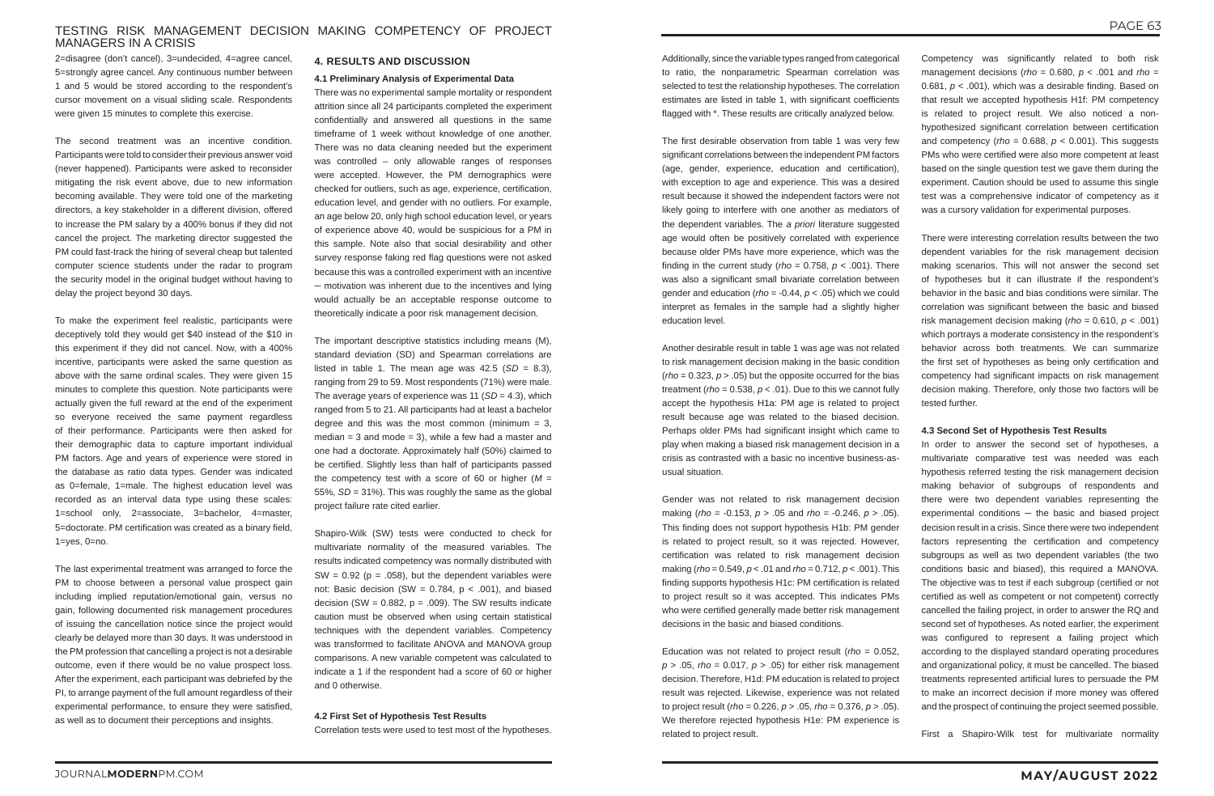2=disagree (don't cancel), 3=undecided, 4=agree cancel, 5=strongly agree cancel. Any continuous number between 1 and 5 would be stored according to the respondent's cursor movement on a visual sliding scale. Respondents were given 15 minutes to complete this exercise.

The second treatment was an incentive condition. Participants were told to consider their previous answer void (never happened). Participants were asked to reconsider mitigating the risk event above, due to new information becoming available. They were told one of the marketing directors, a key stakeholder in a different division, offered to increase the PM salary by a 400% bonus if they did not cancel the project. The marketing director suggested the PM could fast-track the hiring of several cheap but talented computer science students under the radar to program the security model in the original budget without having to delay the project beyond 30 days.

To make the experiment feel realistic, participants were deceptively told they would get $40 instead of the $10 in this experiment if they did not cancel. Now, with a 400% incentive, participants were asked the same question as above with the same ordinal scales. They were given 15 minutes to complete this question. Note participants were actually given the full reward at the end of the experiment so everyone received the same payment regardless of their performance. Participants were then asked for their demographic data to capture important individual PM factors. Age and years of experience were stored in the database as ratio data types. Gender was indicated as 0=female, 1=male. The highest education level was recorded as an interval data type using these scales: 1=school only, 2=associate, 3=bachelor, 4=master, 5=doctorate. PM certification was created as a binary field, 1=yes, 0=no.

The last experimental treatment was arranged to force the PM to choose between a personal value prospect gain including implied reputation/emotional gain, versus no gain, following documented risk management procedures of issuing the cancellation notice since the project would clearly be delayed more than 30 days. It was understood in the PM profession that cancelling a project is not a desirable outcome, even if there would be no value prospect loss. After the experiment, each participant was debriefed by the PI, to arrange payment of the full amount regardless of their experimental performance, to ensure they were satisfied, as well as to document their perceptions and insights.

## 4. RESULTS AND DISCUSSION

### 4.1 Preliminary Analysis of Experimental Data

There was no experimental sample mortality or respondent attrition since all 24 participants completed the experiment confidentially and answered all questions in the same timeframe of 1 week without knowledge of one another. There was no data cleaning needed but the experiment was controlled – only allowable ranges of responses were accepted. However, the PM demographics were checked for outliers, such as age, experience, certification, education level, and gender with no outliers. For example, an age below 20, only high school education level, or years of experience above 40, would be suspicious for a PM in this sample. Note also that social desirability and other survey response faking red flag questions were not asked because this was a controlled experiment with an incentive – motivation was inherent due to the incentives and lying would actually be an acceptable response outcome to theoretically indicate a poor risk management decision.

The important descriptive statistics including means (M), standard deviation (SD) and Spearman correlations are listed in table 1. The mean age was 42.5 (*SD* = 8.3), ranging from 29 to 59. Most respondents (71%) were male. The average years of experience was 11 (*SD* = 4.3), which ranged from 5 to 21. All participants had at least a bachelor degree and this was the most common (minimum = 3, median = 3 and mode = 3), while a few had a master and one had a doctorate. Approximately half (50%) claimed to be certified. Slightly less than half of participants passed the competency test with a score of 60 or higher (*M* = 55%, *SD* = 31%). This was roughly the same as the global project failure rate cited earlier.

Shapiro-Wilk (SW) tests were conducted to check for multivariate normality of the measured variables. The results indicated competency was normally distributed with SW = 0.92 (p = .058), but the dependent variables were not: Basic decision (SW = 0.784, p < .001), and biased decision (SW = 0.882, p = .009). The SW results indicate caution must be observed when using certain statistical techniques with the dependent variables. Competency was transformed to facilitate ANOVA and MANOVA group comparisons. A new variable competent was calculated to indicate a 1 if the respondent had a score of 60 or higher and 0 otherwise.

### 4.2 First Set of Hypothesis Test Results

Correlation tests were used to test most of the hypotheses. Additionally, since the variable types ranged from categorical to ratio, the nonparametric Spearman correlation was selected to test the relationship hypotheses. The correlation estimates are listed in table 1, with significant coefficients flagged with *. These results are critically analyzed below.

The first desirable observation from table 1 was very few significant correlations between the independent PM factors (age, gender, experience, education and certification), with exception to age and experience. This was a desired result because it showed the independent factors were not likely going to interfere with one another as mediators of the dependent variables. The *a priori* literature suggested age would often be positively correlated with experience because older PMs have more experience, which was the finding in the current study (*rho* = 0.758, *p* < .001). There was also a significant small bivariate correlation between gender and education (*rho* = -0.44, *p* < .05) which we could interpret as females in the sample had a slightly higher education level.

Another desirable result in table 1 was age was not related to risk management decision making in the basic condition (*rho* = 0.323, *p* > .05) but the opposite occurred for the bias treatment (*rho* = 0.538, *p* < .01). Due to this we cannot fully accept the hypothesis H1a: PM age is related to project result because age was related to the biased decision. Perhaps older PMs had significant insight which came to play when making a biased risk management decision in a crisis as contrasted with a basic no incentive business-as-usual situation.

Gender was not related to risk management decision making (*rho* = -0.153, *p* > .05 and *rho* = -0.246, *p* > .05). This finding does not support hypothesis H1b: PM gender is related to project result, so it was rejected. However, certification was related to risk management decision making (*rho* = 0.549, *p* < .01 and *rho* = 0.712, *p* < .001). This finding supports hypothesis H1c: PM certification is related to project result so it was accepted. This indicates PMs who were certified generally made better risk management decisions in the basic and biased conditions.

Education was not related to project result (*rho* = 0.052, *p* > .05, *rho* = 0.017, *p* > .05) for either risk management decision. Therefore, H1d: PM education is related to project result was rejected. Likewise, experience was not related to project result (*rho* = 0.226, *p* > .05, *rho* = 0.376, *p* > .05). We therefore rejected hypothesis H1e: PM experience is related to project result.

Competency was significantly related to both risk management decisions (*rho* = 0.680, *p* < .001 and *rho* = 0.681, *p* < .001), which was a desirable finding. Based on that result we accepted hypothesis H1f: PM competency is related to project result. We also noticed a non-hypothesized significant correlation between certification and competency (*rho* = 0.688, *p* < 0.001). This suggests PMs who were certified were also more competent at least based on the single question test we gave them during the experiment. Caution should be used to assume this single test was a comprehensive indicator of competency as it was a cursory validation for experimental purposes.

There were interesting correlation results between the two dependent variables for the risk management decision making scenarios. This will not answer the second set of hypotheses but it can illustrate if the respondent's behavior in the basic and bias conditions were similar. The correlation was significant between the basic and biased risk management decision making (*rho* = 0.610, *p* < .001) which portrays a moderate consistency in the respondent's behavior across both treatments. We can summarize the first set of hypotheses as being only certification and competency had significant impacts on risk management decision making. Therefore, only those two factors will be tested further.

### 4.3 Second Set of Hypothesis Test Results

In order to answer the second set of hypotheses, a multivariate comparative test was needed was each hypothesis referred testing the risk management decision making behavior of subgroups of respondents and there were two dependent variables representing the experimental conditions – the basic and biased project decision result in a crisis. Since there were two independent factors representing the certification and competency subgroups as well as two dependent variables (the two conditions basic and biased), this required a MANOVA. The objective was to test if each subgroup (certified or not certified as well as competent or not competent) correctly cancelled the failing project, in order to answer the RQ and second set of hypotheses. As noted earlier, the experiment was configured to represent a failing project which according to the displayed standard operating procedures and organizational policy, it must be cancelled. The biased treatments represented artificial lures to persuade the PM to make an incorrect decision if more money was offered and the prospect of continuing the project seemed possible.

First a Shapiro-Wilk test for multivariate normality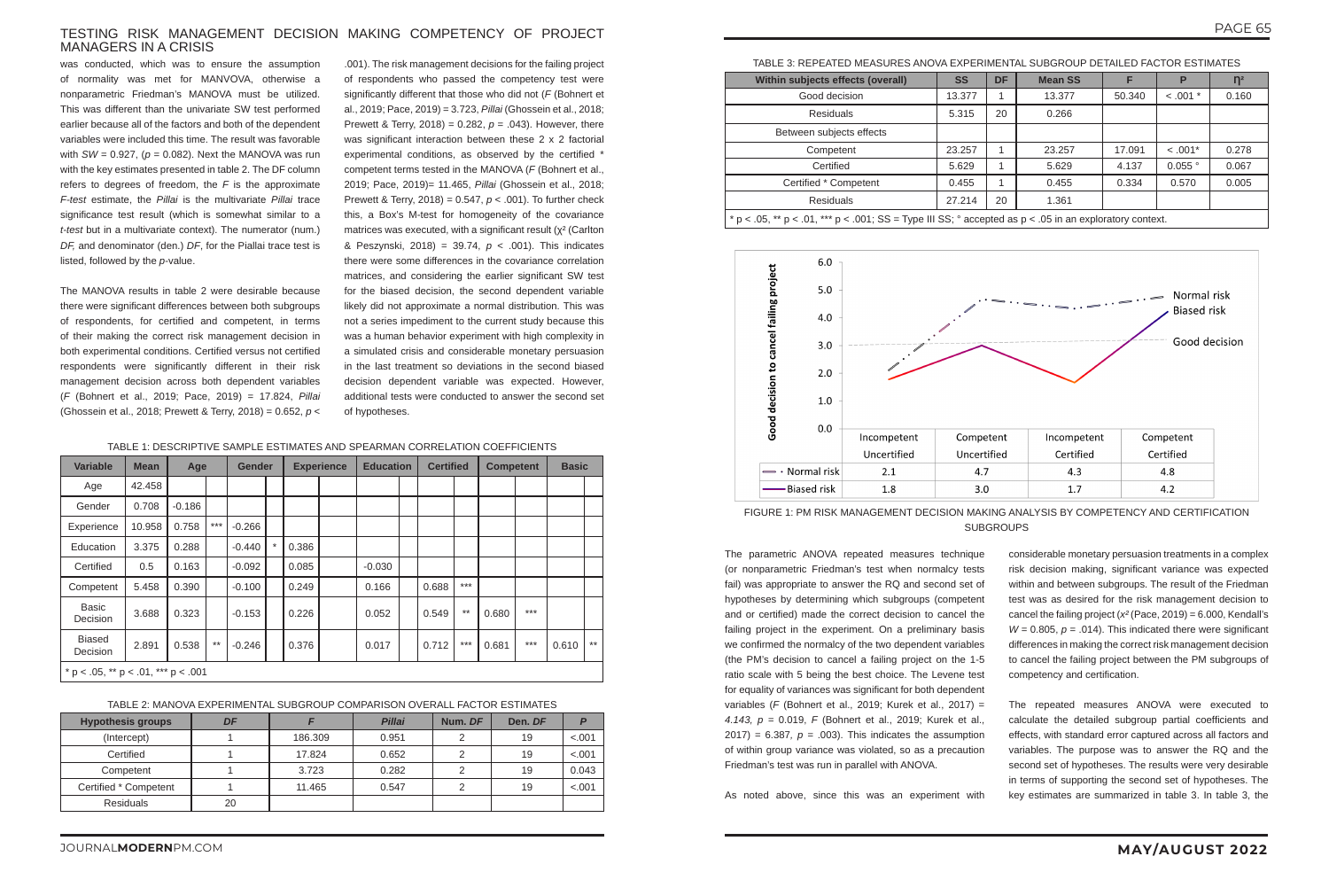was conducted, which was to ensure the assumption of normality was met for MANVOVA, otherwise a nonparametric Friedman's MANOVA must be utilized. This was different than the univariate SW test performed earlier because all of the factors and both of the dependent variables were included this time. The result was favorable with $SW = 0.927$, ($p = 0.082$). Next the MANOVA was run with the key estimates presented in table 2. The DF column refers to degrees of freedom, the *F* is the approximate *F-test* estimate, the *Pillai* is the multivariate *Pillai* trace significance test result (which is somewhat similar to a *t-test* but in a multivariate context). The numerator (num.) *DF*, and denominator (den.) *DF*, for the Piallai trace test is listed, followed by the *p*-value.

The MANOVA results in table 2 were desirable because there were significant differences between both subgroups of respondents, for certified and competent, in terms of their making the correct risk management decision in both experimental conditions. Certified versus not certified respondents were significantly different in their risk management decision across both dependent variables (*F* (Bohnert et al., 2019; Pace, 2019) = 17.824, *Pillai* (Ghossein et al., 2018; Prewett & Terry, 2018) = 0.652, $p < .001$). The risk management decisions for the failing project of respondents who passed the competency test were significantly different that those who did not (*F* (Bohnert et al., 2019; Pace, 2019) = 3.723, *Pillai* (Ghossein et al., 2018; Prewett & Terry, 2018) = 0.282, $p = .043$). However, there was significant interaction between these 2 x 2 factorial experimental conditions, as observed by the certified * competent terms tested in the MANOVA (*F* (Bohnert et al., 2019; Pace, 2019)= 11.465, *Pillai* (Ghossein et al., 2018; Prewett & Terry, 2018) = 0.547, $p < .001$). To further check this, a Box's M-test for homogeneity of the covariance matrices was executed, with a significant result ($\chi^2$ (Carlton & Peszynski, 2018) = 39.74, $p < .001$). This indicates there were some differences in the covariance correlation matrices, and considering the earlier significant SW test for the biased decision, the second dependent variable likely did not approximate a normal distribution. This was not a series impediment to the current study because this was a human behavior experiment with high complexity in a simulated crisis and considerable monetary persuasion in the last treatment so deviations in the second biased decision dependent variable was expected. However, additional tests were conducted to answer the second set of hypotheses.

TABLE 1: DESCRIPTIVE SAMPLE ESTIMATES AND SPEARMAN CORRELATION COEFFICIENTS

| Variable | Mean | Age | | Gender | | Experience | | Education | | Certified | | Competent | | Basic | |
|---|---|---|---|---|---|---|---|---|---|---|---|---|---|---|---|
| Age | 42.458 | | | | | | | | | | | | | | |
| Gender | 0.708 | -0.186 | | | | | | | | | | | | | |
| Experience | 10.958 | 0.758 | *** | -0.266 | | | | | | | | | | | |
| Education | 3.375 | 0.288 | | -0.440 | * | 0.386 | | | | | | | | | |
| Certified | 0.5 | 0.163 | | -0.092 | | 0.085 | | -0.030 | | | | | | | |
| Competent | 5.458 | 0.390 | | -0.100 | | 0.249 | | 0.166 | | 0.688 | *** | | | | |
| Basic Decision | 3.688 | 0.323 | | -0.153 | | 0.226 | | 0.052 | | 0.549 | ** | 0.680 | *** | | |
| Biased Decision | 2.891 | 0.538 | ** | -0.246 | | 0.376 | | 0.017 | | 0.712 | *** | 0.681 | *** | 0.610 | ** |

* p < .05, ** p < .01, *** p < .001

TABLE 2: MANOVA EXPERIMENTAL SUBGROUP COMPARISON OVERALL FACTOR ESTIMATES

| Hypothesis groups | *DF* | *F* | *Pillai* | Num. *DF* | Den. *DF* | *P* |
|---|---|---|---|---|---|---|
| (Intercept) | 1 | 186.309 | 0.951 | 2 | 19 | <.001 |
| Certified | 1 | 17.824 | 0.652 | 2 | 19 | <.001 |
| Competent | 1 | 3.723 | 0.282 | 2 | 19 | 0.043 |
| Certified * Competent | 1 | 11.465 | 0.547 | 2 | 19 | <.001 |
| Residuals | 20 | | | | | |

TABLE 3: REPEATED MEASURES ANOVA EXPERIMENTAL SUBGROUP DETAILED FACTOR ESTIMATES

| Within subjects effects (overall) | SS | DF | Mean SS | F | P | $\eta^2$ |
|---|---|---|---|---|---|---|
| Good decision | 13.377 | 1 | 13.377 | 50.340 | < .001 * | 0.160 |
| Residuals | 5.315 | 20 | 0.266 | | | |
| Between subjects effects | | | | | | |
| Competent | 23.257 | 1 | 23.257 | 17.091 | < .001* | 0.278 |
| Certified | 5.629 | 1 | 5.629 | 4.137 | 0.055 ° | 0.067 |
| Certified * Competent | 0.455 | 1 | 0.455 | 0.334 | 0.570 | 0.005 |
| Residuals | 27.214 | 20 | 1.361 | | | |

* p < .05, ** p < .01, *** p < .001; SS = Type III SS; ° accepted as p < .05 in an exploratory context.

| | Incompetent Uncertified | Competent Uncertified | Incompetent Certified | Competent Certified |
|---|---|---|---|---|
| Normal risk | 2.1 | 4.7 | 4.3 | 4.8 |
| Biased risk | 1.8 | 3.0 | 1.7 | 4.2 |

FIGURE 1: PM RISK MANAGEMENT DECISION MAKING ANALYSIS BY COMPETENCY AND CERTIFICATION SUBGROUPS

The parametric ANOVA repeated measures technique (or nonparametric Friedman's test when normalcy tests fail) was appropriate to answer the RQ and second set of hypotheses by determining which subgroups (competent and or certified) made the correct decision to cancel the failing project in the experiment. On a preliminary basis we confirmed the normalcy of the two dependent variables (the PM's decision to cancel a failing project on the 1-5 ratio scale with 5 being the best choice. The Levene test for equality of variances was significant for both dependent variables (*F* (Bohnert et al., 2019; Kurek et al., 2017) = *4.143*, $p = 0.019$, *F* (Bohnert et al., 2019; Kurek et al., 2017) = 6.387, $p = .003$). This indicates the assumption of within group variance was violated, so as a precaution Friedman's test was run in parallel with ANOVA.

As noted above, since this was an experiment with considerable monetary persuasion treatments in a complex risk decision making, significant variance was expected within and between subgroups. The result of the Friedman test was as desired for the risk management decision to cancel the failing project ($x^2$ (Pace, 2019) = 6.000, Kendall's $W = 0.805$, $p = .014$). This indicated there were significant differences in making the correct risk management decision to cancel the failing project between the PM subgroups of competency and certification.

The repeated measures ANOVA were executed to calculate the detailed subgroup partial coefficients and effects, with standard error captured across all factors and variables. The purpose was to answer the RQ and the second set of hypotheses. The results were very desirable in terms of supporting the second set of hypotheses. The key estimates are summarized in table 3. In table 3, the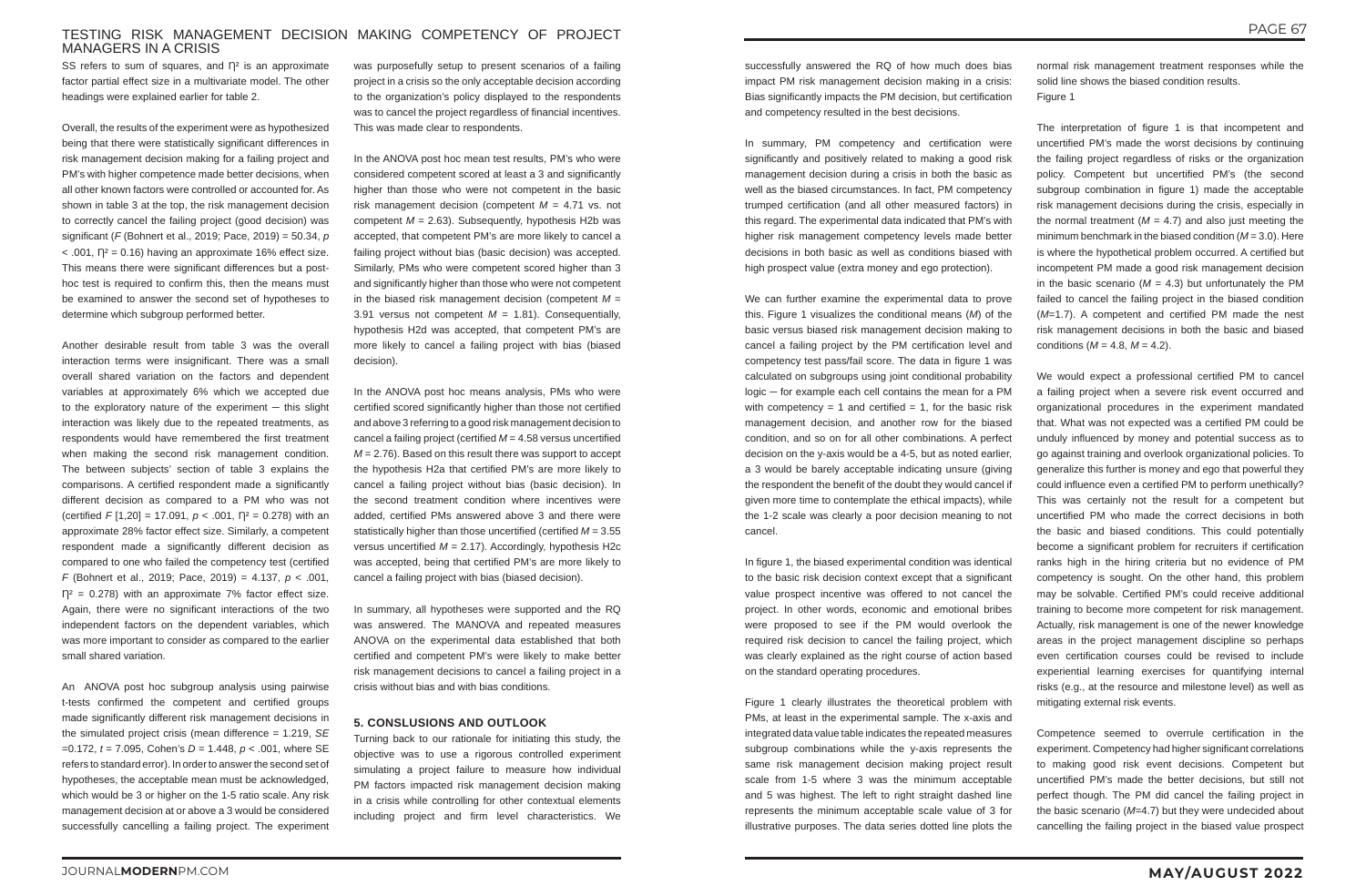SS refers to sum of squares, and $\eta^2$ is an approximate factor partial effect size in a multivariate model. The other headings were explained earlier for table 2.

Overall, the results of the experiment were as hypothesized being that there were statistically significant differences in risk management decision making for a failing project and PM's with higher competence made better decisions, when all other known factors were controlled or accounted for. As shown in table 3 at the top, the risk management decision to correctly cancel the failing project (good decision) was significant (*F* (Bohnert et al., 2019; Pace, 2019) = 50.34, $p < .001$, $\eta^2 = 0.16$) having an approximate 16% effect size. This means there were significant differences but a post-hoc test is required to confirm this, then the means must be examined to answer the second set of hypotheses to determine which subgroup performed better.

Another desirable result from table 3 was the overall interaction terms were insignificant. There was a small overall shared variation on the factors and dependent variables at approximately 6% which we accepted due to the exploratory nature of the experiment ─ this slight interaction was likely due to the repeated treatments, as respondents would have remembered the first treatment when making the second risk management condition. The between subjects' section of table 3 explains the comparisons. A certified respondent made a significantly different decision as compared to a PM who was not (certified $F$ [1,20] = 17.091, $p < .001$, $\eta^2 = 0.278$) with an approximate 28% factor effect size. Similarly, a competent respondent made a significantly different decision as compared to one who failed the competency test (certified *F* (Bohnert et al., 2019; Pace, 2019) = 4.137, $p < .001$, $\eta^2 = 0.278$) with an approximate 7% factor effect size. Again, there were no significant interactions of the two independent factors on the dependent variables, which was more important to consider as compared to the earlier small shared variation.

An ANOVA post hoc subgroup analysis using pairwise t-tests confirmed the competent and certified groups made significantly different risk management decisions in the simulated project crisis (mean difference = 1.219, *SE* =0.172, $t$ = 7.095, Cohen's $D$ = 1.448, $p < .001$, where SE refers to standard error). In order to answer the second set of hypotheses, the acceptable mean must be acknowledged, which would be 3 or higher on the 1-5 ratio scale. Any risk management decision at or above a 3 would be considered successfully cancelling a failing project. The experiment was purposefully setup to present scenarios of a failing project in a crisis so the only acceptable decision according to the organization's policy displayed to the respondents was to cancel the project regardless of financial incentives. This was made clear to respondents.

In the ANOVA post hoc mean test results, PM's who were considered competent scored at least a 3 and significantly higher than those who were not competent in the basic risk management decision (competent $M$ = 4.71 vs. not competent $M$ = 2.63). Subsequently, hypothesis H2b was accepted, that competent PM's are more likely to cancel a failing project without bias (basic decision) was accepted. Similarly, PMs who were competent scored higher than 3 and significantly higher than those who were not competent in the biased risk management decision (competent $M$ = 3.91 versus not competent $M$ = 1.81). Consequentially, hypothesis H2d was accepted, that competent PM's are more likely to cancel a failing project with bias (biased decision).

In the ANOVA post hoc means analysis, PMs who were certified scored significantly higher than those not certified and above 3 referring to a good risk management decision to cancel a failing project (certified $M$ = 4.58 versus uncertified $M$ = 2.76). Based on this result there was support to accept the hypothesis H2a that certified PM's are more likely to cancel a failing project without bias (basic decision). In the second treatment condition where incentives were added, certified PMs answered above 3 and there were statistically higher than those uncertified (certified $M$ = 3.55 versus uncertified $M$ = 2.17). Accordingly, hypothesis H2c was accepted, being that certified PM's are more likely to cancel a failing project with bias (biased decision).

In summary, all hypotheses were supported and the RQ was answered. The MANOVA and repeated measures ANOVA on the experimental data established that both certified and competent PM's were likely to make better risk management decisions to cancel a failing project in a crisis without bias and with bias conditions.

## 5. CONCLUSIONS AND OUTLOOK

Turning back to our rationale for initiating this study, the objective was to use a rigorous controlled experiment simulating a project failure to measure how individual PM factors impacted risk management decision making in a crisis while controlling for other contextual elements including project and firm level characteristics. We successfully answered the RQ of how much does bias impact PM risk management decision making in a crisis: Bias significantly impacts the PM decision, but certification and competency resulted in the best decisions.

In summary, PM competency and certification were significantly and positively related to making a good risk management decision during a crisis in both the basic as well as the biased circumstances. In fact, PM competency trumped certification (and all other measured factors) in this regard. The experimental data indicated that PM's with higher risk management competency levels made better decisions in both basic as well as conditions biased with high prospect value (extra money and ego protection).

We can further examine the experimental data to prove this. Figure 1 visualizes the conditional means ($M$) of the basic versus biased risk management decision making to cancel a failing project by the PM certification level and competency test pass/fail score. The data in figure 1 was calculated on subgroups using joint conditional probability logic ─ for example each cell contains the mean for a PM with competency = 1 and certified = 1, for the basic risk management decision, and another row for the biased condition, and so on for all other combinations. A perfect decision on the y-axis would be a 4-5, but as noted earlier, a 3 would be barely acceptable indicating unsure (giving the respondent the benefit of the doubt they would cancel if given more time to contemplate the ethical impacts), while the 1-2 scale was clearly a poor decision meaning to not cancel.

In figure 1, the biased experimental condition was identical to the basic risk decision context except that a significant value prospect incentive was offered to not cancel the project. In other words, economic and emotional bribes were proposed to see if the PM would overlook the required risk decision to cancel the failing project, which was clearly explained as the right course of action based on the standard operating procedures.

Figure 1 clearly illustrates the theoretical problem with PMs, at least in the experimental sample. The x-axis and integrated data value table indicates the repeated measures subgroup combinations while the y-axis represents the same risk management decision making project result scale from 1-5 where 3 was the minimum acceptable and 5 was highest. The left to right straight dashed line represents the minimum acceptable scale value of 3 for illustrative purposes. The data series dotted line plots the normal risk management treatment responses while the solid line shows the biased condition results.

Figure 1

The interpretation of figure 1 is that incompetent and uncertified PM's made the worst decisions by continuing the failing project regardless of risks or the organization policy. Competent but uncertified PM's (the second subgroup combination in figure 1) made the acceptable risk management decisions during the crisis, especially in the normal treatment ($M$ = 4.7) and also just meeting the minimum benchmark in the biased condition ($M$ = 3.0). Here is where the hypothetical problem occurred. A certified but incompetent PM made a good risk management decision in the basic scenario ($M$ = 4.3) but unfortunately the PM failed to cancel the failing project in the biased condition ($M$=1.7). A competent and certified PM made the nest risk management decisions in both the basic and biased conditions ($M$ = 4.8, $M$ = 4.2).

We would expect a professional certified PM to cancel a failing project when a severe risk event occurred and organizational procedures in the experiment mandated that. What was not expected was a certified PM could be unduly influenced by money and potential success as to go against training and overlook organizational policies. To generalize this further is money and ego that powerful they could influence even a certified PM to perform unethically? This was certainly not the result for a competent but uncertified PM who made the correct decisions in both the basic and biased conditions. This could potentially become a significant problem for recruiters if certification ranks high in the hiring criteria but no evidence of PM competency is sought. On the other hand, this problem may be solvable. Certified PM's could receive additional training to become more competent for risk management. Actually, risk management is one of the newer knowledge areas in the project management discipline so perhaps even certification courses could be revised to include experiential learning exercises for quantifying internal risks (e.g., at the resource and milestone level) as well as mitigating external risk events.

Competence seemed to overrule certification in the experiment. Competency had higher significant correlations to making good risk event decisions. Competent but uncertified PM's made the better decisions, but still not perfect though. The PM did cancel the failing project in the basic scenario ($M$=4.7) but they were undecided about cancelling the failing project in the biased value prospect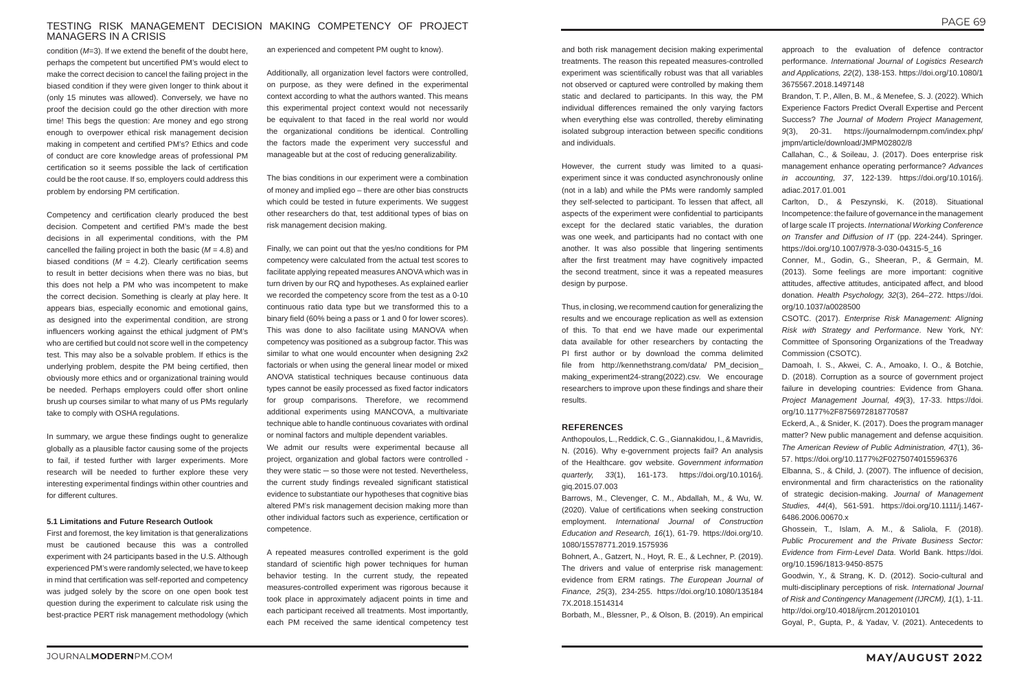condition ($M$=3). If we extend the benefit of the doubt here, perhaps the competent but uncertified PM's would elect to make the correct decision to cancel the failing project in the biased condition if they were given longer to think about it (only 15 minutes was allowed). Conversely, we have no proof the decision could go the other direction with more time! This begs the question: Are money and ego strong enough to overpower ethical risk management decision making in competent and certified PM's? Ethics and code of conduct are core knowledge areas of professional PM certification so it seems possible the lack of certification could be the root cause. If so, employers could address this problem by endorsing PM certification.

Competency and certification clearly produced the best decision. Competent and certified PM's made the best decisions in all experimental conditions, with the PM cancelled the failing project in both the basic ($M$ = 4.8) and biased conditions ($M$ = 4.2). Clearly certification seems to result in better decisions when there was no bias, but this does not help a PM who was incompetent to make the correct decision. Something is clearly at play here. It appears bias, especially economic and emotional gains, as designed into the experimental condition, are strong influencers working against the ethical judgment of PM's who are certified but could not score well in the competency test. This may also be a solvable problem. If ethics is the underlying problem, despite the PM being certified, then obviously more ethics and or organizational training would be needed. Perhaps employers could offer short online brush up courses similar to what many of us PMs regularly take to comply with OSHA regulations.

In summary, we argue these findings ought to generalize globally as a plausible factor causing some of the projects to fail, if tested further with larger experiments. More research will be needed to further explore these very interesting experimental findings within other countries and for different cultures.

### 5.1 Limitations and Future Research Outlook

First and foremost, the key limitation is that generalizations must be cautioned because this was a controlled experiment with 24 participants based in the U.S. Although experienced PM's were randomly selected, we have to keep in mind that certification was self-reported and competency was judged solely by the score on one open book test question during the experiment to calculate risk using the best-practice PERT risk management methodology (which an experienced and competent PM ought to know).

Additionally, all organization level factors were controlled, on purpose, as they were defined in the experimental context according to what the authors wanted. This means this experimental project context would not necessarily be equivalent to that faced in the real world nor would the organizational conditions be identical. Controlling the factors made the experiment very successful and manageable but at the cost of reducing generalizability.

The bias conditions in our experiment were a combination of money and implied ego – there are other bias constructs which could be tested in future experiments. We suggest other researchers do that, test additional types of bias on risk management decision making.

Finally, we can point out that the yes/no conditions for PM competency were calculated from the actual test scores to facilitate applying repeated measures ANOVA which was in turn driven by our RQ and hypotheses. As explained earlier we recorded the competency score from the test as a 0-10 continuous ratio data type but we transformed this to a binary field (60% being a pass or 1 and 0 for lower scores). This was done to also facilitate using MANOVA when competency was positioned as a subgroup factor. This was similar to what one would encounter when designing 2x2 factorials or when using the general linear model or mixed ANOVA statistical techniques because continuous data types cannot be easily processed as fixed factor indicators for group comparisons. Therefore, we recommend additional experiments using MANCOVA, a multivariate technique able to handle continuous covariates with ordinal or nominal factors and multiple dependent variables.

We admit our results were experimental because all project, organization and global factors were controlled - they were static -- so those were not tested. Nevertheless, the current study findings revealed significant statistical evidence to substantiate our hypotheses that cognitive bias altered PM's risk management decision making more than other individual factors such as experience, certification or competence.

A repeated measures controlled experiment is the gold standard of scientific high power techniques for human behavior testing. In the current study, the repeated measures-controlled experiment was rigorous because it took place in approximately adjacent points in time and each participant received all treatments. Most importantly, each PM received the same identical competency test and both risk management decision making experimental treatments. The reason this repeated measures-controlled experiment was scientifically robust was that all variables not observed or captured were controlled by making them static and declared to participants. In this way, the PM individual differences remained the only varying factors when everything else was controlled, thereby eliminating isolated subgroup interaction between specific conditions and individuals.

However, the current study was limited to a quasi-experiment since it was conducted asynchronously online (not in a lab) and while the PMs were randomly sampled they self-selected to participant. To lessen that affect, all aspects of the experiment were confidential to participants except for the declared static variables, the duration was one week, and participants had no contact with one another. It was also possible that lingering sentiments after the first treatment may have cognitively impacted the second treatment, since it was a repeated measures design by purpose.

Thus, in closing, we recommend caution for generalizing the results and we encourage replication as well as extension of this. To that end we have made our experimental data available for other researchers by contacting the PI first author or by download the comma delimited file from http://kennethstrang.com/data/ PM_decision_ making_experiment24-strang(2022).csv. We encourage researchers to improve upon these findings and share their results.

## REFERENCES

Anthopoulos, L., Reddick, C. G., Giannakidou, I., & Mavridis, N. (2016). Why e-government projects fail? An analysis of the Healthcare. gov website. *Government information quarterly, 33*(1), 161-173. https://doi.org/10.1016/j.giq.2015.07.003

Barrows, M., Clevenger, C. M., Abdallah, M., & Wu, W. (2020). Value of certifications when seeking construction employment. *International Journal of Construction Education and Research, 16*(1), 61-79. https://doi.org/10.1080/15578771.2019.1575936

Bohnert, A., Gatzert, N., Hoyt, R. E., & Lechner, P. (2019). The drivers and value of enterprise risk management: evidence from ERM ratings. *The European Journal of Finance, 25*(3), 234-255. https://doi.org/10.1080/1351847X.2018.1514314

Borbath, M., Blessner, P., & Olson, B. (2019). An empirical approach to the evaluation of defence contractor performance. *International Journal of Logistics Research and Applications, 22*(2), 138-153. https://doi.org/10.1080/13675567.2018.1497148

Brandon, T. P., Allen, B. M., & Menefee, S. J. (2022). Which Experience Factors Predict Overall Expertise and Percent Success? *The Journal of Modern Project Management, 9*(3), 20-31. https://journalmodernpm.com/index.php/jmpm/article/download/JMPM02802/8

Callahan, C., & Soileau, J. (2017). Does enterprise risk management enhance operating performance? *Advances in accounting, 37*, 122-139. https://doi.org/10.1016/j.adiac.2017.01.001

Carlton, D., & Peszynski, K. (2018). Situational Incompetence: the failure of governance in the management of large scale IT projects. *International Working Conference on Transfer and Diffusion of IT* (pp. 224-244). Springer. https://doi.org/10.1007/978-3-030-04315-5_16

Conner, M., Godin, G., Sheeran, P., & Germain, M. (2013). Some feelings are more important: cognitive attitudes, affective attitudes, anticipated affect, and blood donation. *Health Psychology, 32*(3), 264–272. https://doi.org/10.1037/a0028500

CSOTC. (2017). *Enterprise Risk Management: Aligning Risk with Strategy and Performance*. New York, NY: Committee of Sponsoring Organizations of the Treadway Commission (CSOTC).

Damoah, I. S., Akwei, C. A., Amoako, I. O., & Botchie, D. (2018). Corruption as a source of government project failure in developing countries: Evidence from Ghana. *Project Management Journal, 49*(3), 17-33. https://doi.org/10.1177%2F8756972818770587

Eckerd, A., & Snider, K. (2017). Does the program manager matter? New public management and defense acquisition. *The American Review of Public Administration, 47*(1), 36-57. https://doi.org/10.1177%2F0275074015596376

Elbanna, S., & Child, J. (2007). The influence of decision, environmental and firm characteristics on the rationality of strategic decision-making. *Journal of Management Studies, 44*(4), 561-591. https://doi.org/10.1111/j.1467-6486.2006.00670.x

Ghossein, T., Islam, A. M., & Saliola, F. (2018). *Public Procurement and the Private Business Sector: Evidence from Firm-Level Data*. World Bank. https://doi.org/10.1596/1813-9450-8575

Goodwin, Y., & Strang, K. D. (2012). Socio-cultural and multi-disciplinary perceptions of risk. *International Journal of Risk and Contingency Management (IJRCM), 1*(1), 1-11. http://doi.org/10.4018/ijrcm.2012010101

Goyal, P., Gupta, P., & Yadav, V. (2021). Antecedents to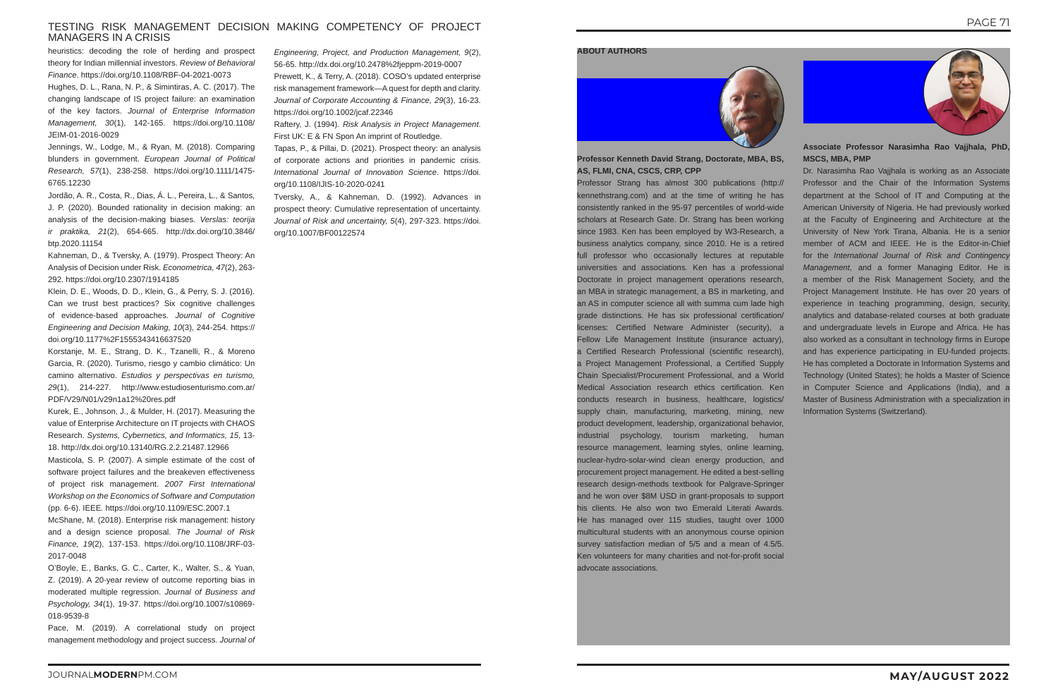heuristics: decoding the role of herding and prospect theory for Indian millennial investors. *Review of Behavioral Finance*. https://doi.org/10.1108/RBF-04-2021-0073

Hughes, D. L., Rana, N. P., & Simintiras, A. C. (2017). The changing landscape of IS project failure: an examination of the key factors. *Journal of Enterprise Information Management, 30*(1), 142-165. https://doi.org/10.1108/JEIM-01-2016-0029

Jennings, W., Lodge, M., & Ryan, M. (2018). Comparing blunders in government. *European Journal of Political Research, 57*(1), 238-258. https://doi.org/10.1111/1475-6765.12230

Jordão, A. R., Costa, R., Dias, Á. L., Pereira, L., & Santos, J. P. (2020). Bounded rationality in decision making: an analysis of the decision-making biases. *Verslas: teorija ir praktika, 21*(2), 654-665. http://dx.doi.org/10.3846/btp.2020.11154

Kahneman, D., & Tversky, A. (1979). Prospect Theory: An Analysis of Decision under Risk. *Econometrica, 47*(2), 263-292. https://doi.org/10.2307/1914185

Klein, D. E., Woods, D. D., Klein, G., & Perry, S. J. (2016). Can we trust best practices? Six cognitive challenges of evidence-based approaches. *Journal of Cognitive Engineering and Decision Making, 10*(3), 244-254. https://doi.org/10.1177%2F1555343416637520

Korstanje, M. E., Strang, D. K., Tzanelli, R., & Moreno Garcia, R. (2020). Turismo, riesgo y cambio climático: Un camino alternativo. *Estudios y perspectivas en turismo, 29*(1), 214-227. http://www.estudiosenturismo.com.ar/PDF/V29/N01/v29n1a12%20res.pdf

Kurek, E., Johnson, J., & Mulder, H. (2017). Measuring the value of Enterprise Architecture on IT projects with CHAOS Research. *Systems, Cybernetics, and Informatics, 15*, 13-18. http://dx.doi.org/10.13140/RG.2.2.21487.12966

Masticola, S. P. (2007). A simple estimate of the cost of software project failures and the breakeven effectiveness of project risk management. *2007 First International Workshop on the Economics of Software and Computation* (pp. 6-6). IEEE. https://doi.org/10.1109/ESC.2007.1

McShane, M. (2018). Enterprise risk management: history and a design science proposal. *The Journal of Risk Finance, 19*(2), 137-153. https://doi.org/10.1108/JRF-03-2017-0048

O'Boyle, E., Banks, G. C., Carter, K., Walter, S., & Yuan, Z. (2019). A 20-year review of outcome reporting bias in moderated multiple regression. *Journal of Business and Psychology, 34*(1), 19-37. https://doi.org/10.1007/s10869-018-9539-8

Pace, M. (2019). A correlational study on project management methodology and project success. *Journal of Engineering, Project, and Production Management, 9*(2), 56-65. http://dx.doi.org/10.2478%2fjeppm-2019-0007

Prewett, K., & Terry, A. (2018). COSO's updated enterprise risk management framework—A quest for depth and clarity. *Journal of Corporate Accounting & Finance, 29*(3), 16-23. https://doi.org/10.1002/jcaf.22346

Raftery, J. (1994). *Risk Analysis in Project Management*. First UK: E & FN Spon An imprint of Routledge.

Tapas, P., & Pillai, D. (2021). Prospect theory: an analysis of corporate actions and priorities in pandemic crisis. *International Journal of Innovation Science*. https://doi.org/10.1108/IJIS-10-2020-0241

Tversky, A., & Kahneman, D. (1992). Advances in prospect theory: Cumulative representation of uncertainty. *Journal of Risk and uncertainty, 5*(4), 297-323. https://doi.org/10.1007/BF00122574

## ABOUT AUTHORS

**Professor Kenneth David Strang, Doctorate, MBA, BS, AS, FLMI, CNA, CSCS, CRP, CPP**

Professor Strang has almost 300 publications (http://kennethstrang.com) and at the time of writing he has consistently ranked in the 95-97 percentiles of world-wide scholars at Research Gate. Dr. Strang has been working since 1983. Ken has been employed by W3-Research, a business analytics company, since 2010. He is a retired full professor who occasionally lectures at reputable universities and associations. Ken has a professional Doctorate in project management operations research, an MBA in strategic management, a BS in marketing, and an AS in computer science all with summa cum lade high grade distinctions. He has six professional certification/licenses: Certified Netware Administer (security), a Fellow Life Management Institute (insurance actuary), a Certified Research Professional (scientific research), a Project Management Professional, a Certified Supply Chain Specialist/Procurement Professional, and a World Medical Association research ethics certification. Ken conducts research in business, healthcare, logistics/supply chain, manufacturing, marketing, mining, new product development, leadership, organizational behavior, industrial psychology, tourism marketing, human resource management, learning styles, online learning, nuclear-hydro-solar-wind clean energy production, and procurement project management. He edited a best-selling research design-methods textbook for Palgrave-Springer and he won over $8M USD in grant-proposals to support his clients. He also won two Emerald Literati Awards. He has managed over 115 studies, taught over 1000 multicultural students with an anonymous course opinion survey satisfaction median of 5/5 and a mean of 4.5/5. Ken volunteers for many charities and not-for-profit social advocate associations.

**Associate Professor Narasimha Rao Vajjhala, PhD, MSCS, MBA, PMP**

Dr. Narasimha Rao Vajjhala is working as an Associate Professor and the Chair of the Information Systems department at the School of IT and Computing at the American University of Nigeria. He had previously worked at the Faculty of Engineering and Architecture at the University of New York Tirana, Albania. He is a senior member of ACM and IEEE. He is the Editor-in-Chief for the *International Journal of Risk and Contingency Management*, and a former Managing Editor. He is a member of the Risk Management Society, and the Project Management Institute. He has over 20 years of experience in teaching programming, design, security, analytics and database-related courses at both graduate and undergraduate levels in Europe and Africa. He has also worked as a consultant in technology firms in Europe and has experience participating in EU-funded projects. He has completed a Doctorate in Information Systems and Technology (United States); he holds a Master of Science in Computer Science and Applications (India), and a Master of Business Administration with a specialization in Information Systems (Switzerland).